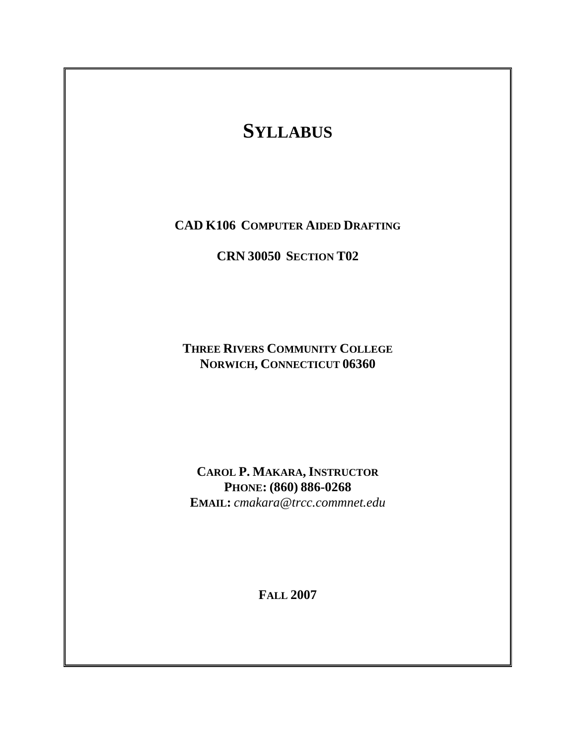# SYLLABUS

**CAD K106 COMPUTER AIDED DRAFTING**

**CRN 30050 SECTION T02**

**THREE RIVERS COMMUNITY COLLEGE**
**NORWICH, CONNECTICUT 06360**

**CAROL P. MAKARA, INSTRUCTOR**
**PHONE: (860) 886-0268**
**EMAIL:** *cmakara@trcc.commnet.edu*

**FALL 2007**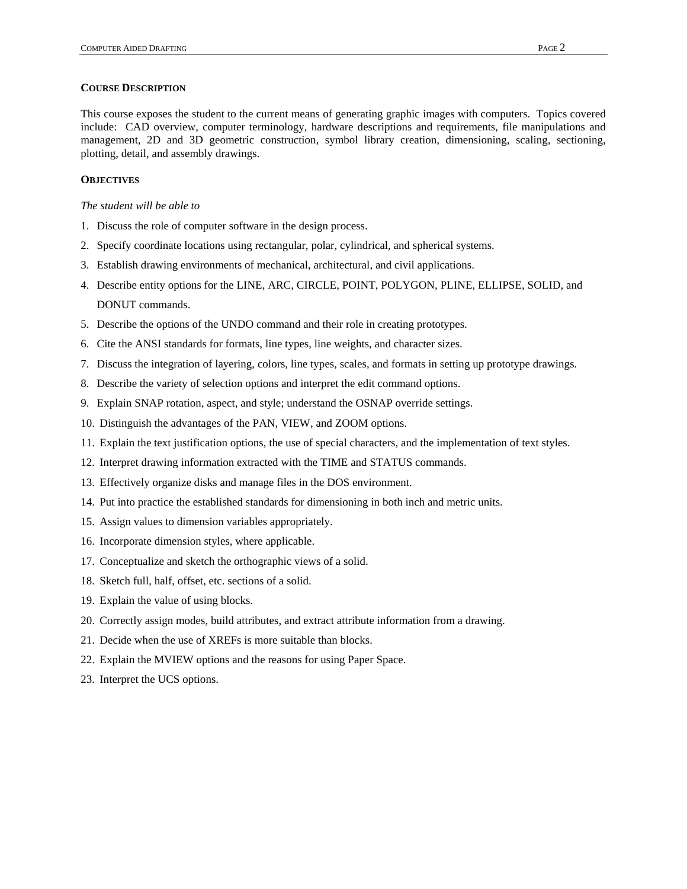**COURSE DESCRIPTION**

This course exposes the student to the current means of generating graphic images with computers. Topics covered include: CAD overview, computer terminology, hardware descriptions and requirements, file manipulations and management, 2D and 3D geometric construction, symbol library creation, dimensioning, scaling, sectioning, plotting, detail, and assembly drawings.

**OBJECTIVES**

*The student will be able to*

1. Discuss the role of computer software in the design process.
2. Specify coordinate locations using rectangular, polar, cylindrical, and spherical systems.
3. Establish drawing environments of mechanical, architectural, and civil applications.
4. Describe entity options for the LINE, ARC, CIRCLE, POINT, POLYGON, PLINE, ELLIPSE, SOLID, and DONUT commands.
5. Describe the options of the UNDO command and their role in creating prototypes.
6. Cite the ANSI standards for formats, line types, line weights, and character sizes.
7. Discuss the integration of layering, colors, line types, scales, and formats in setting up prototype drawings.
8. Describe the variety of selection options and interpret the edit command options.
9. Explain SNAP rotation, aspect, and style; understand the OSNAP override settings.
10. Distinguish the advantages of the PAN, VIEW, and ZOOM options.
11. Explain the text justification options, the use of special characters, and the implementation of text styles.
12. Interpret drawing information extracted with the TIME and STATUS commands.
13. Effectively organize disks and manage files in the DOS environment.
14. Put into practice the established standards for dimensioning in both inch and metric units.
15. Assign values to dimension variables appropriately.
16. Incorporate dimension styles, where applicable.
17. Conceptualize and sketch the orthographic views of a solid.
18. Sketch full, half, offset, etc. sections of a solid.
19. Explain the value of using blocks.
20. Correctly assign modes, build attributes, and extract attribute information from a drawing.
21. Decide when the use of XREFs is more suitable than blocks.
22. Explain the MVIEW options and the reasons for using Paper Space.
23. Interpret the UCS options.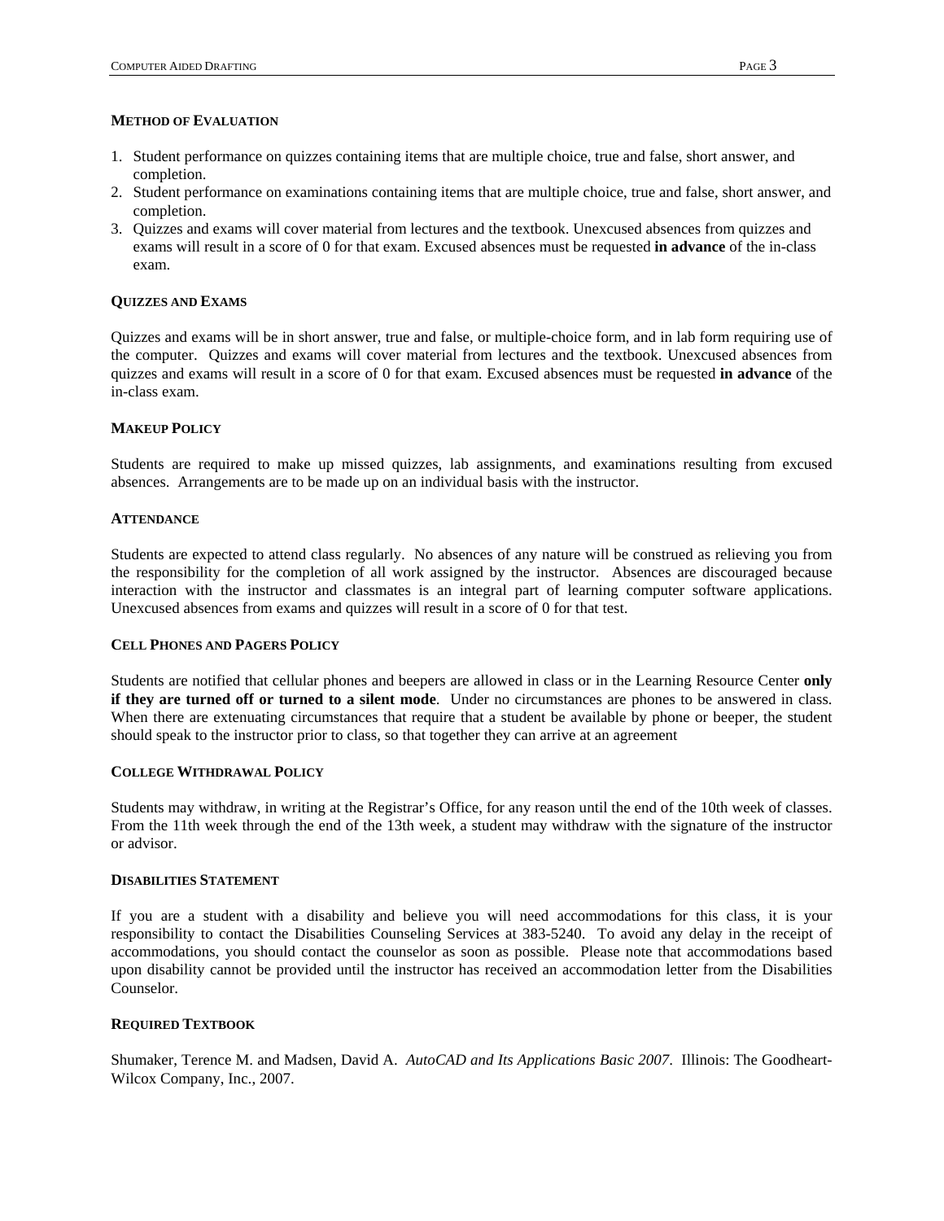## METHOD OF EVALUATION

1. Student performance on quizzes containing items that are multiple choice, true and false, short answer, and completion.
2. Student performance on examinations containing items that are multiple choice, true and false, short answer, and completion.
3. Quizzes and exams will cover material from lectures and the textbook. Unexcused absences from quizzes and exams will result in a score of 0 for that exam. Excused absences must be requested **in advance** of the in-class exam.

## QUIZZES AND EXAMS

Quizzes and exams will be in short answer, true and false, or multiple-choice form, and in lab form requiring use of the computer. Quizzes and exams will cover material from lectures and the textbook. Unexcused absences from quizzes and exams will result in a score of 0 for that exam. Excused absences must be requested **in advance** of the in-class exam.

## MAKEUP POLICY

Students are required to make up missed quizzes, lab assignments, and examinations resulting from excused absences. Arrangements are to be made up on an individual basis with the instructor.

## ATTENDANCE

Students are expected to attend class regularly. No absences of any nature will be construed as relieving you from the responsibility for the completion of all work assigned by the instructor. Absences are discouraged because interaction with the instructor and classmates is an integral part of learning computer software applications. Unexcused absences from exams and quizzes will result in a score of 0 for that test.

## CELL PHONES AND PAGERS POLICY

Students are notified that cellular phones and beepers are allowed in class or in the Learning Resource Center **only if they are turned off or turned to a silent mode**. Under no circumstances are phones to be answered in class. When there are extenuating circumstances that require that a student be available by phone or beeper, the student should speak to the instructor prior to class, so that together they can arrive at an agreement

## COLLEGE WITHDRAWAL POLICY

Students may withdraw, in writing at the Registrar's Office, for any reason until the end of the 10th week of classes. From the 11th week through the end of the 13th week, a student may withdraw with the signature of the instructor or advisor.

## DISABILITIES STATEMENT

If you are a student with a disability and believe you will need accommodations for this class, it is your responsibility to contact the Disabilities Counseling Services at 383-5240. To avoid any delay in the receipt of accommodations, you should contact the counselor as soon as possible. Please note that accommodations based upon disability cannot be provided until the instructor has received an accommodation letter from the Disabilities Counselor.

## REQUIRED TEXTBOOK

Shumaker, Terence M. and Madsen, David A. *AutoCAD and Its Applications Basic 2007*. Illinois: The Goodheart-Wilcox Company, Inc., 2007.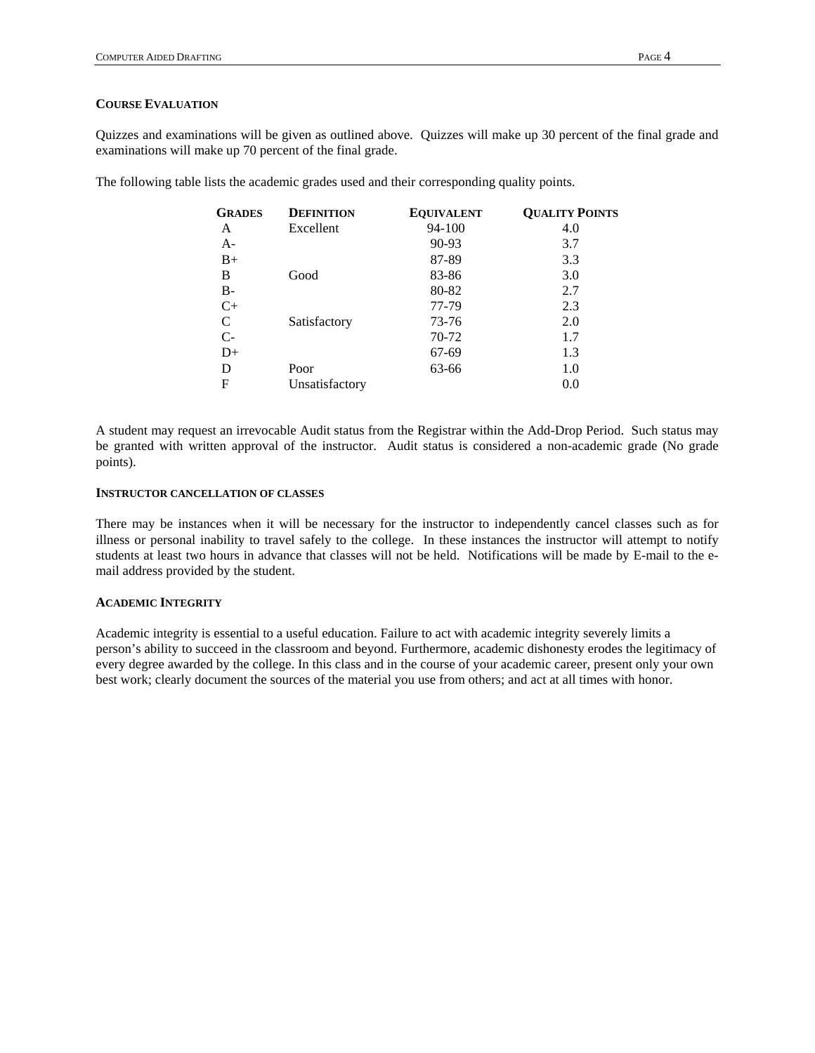## COURSE EVALUATION

Quizzes and examinations will be given as outlined above. Quizzes will make up 30 percent of the final grade and examinations will make up 70 percent of the final grade.

The following table lists the academic grades used and their corresponding quality points.

| GRADES | DEFINITION | EQUIVALENT | QUALITY POINTS |
|---|---|---|---|
| A | Excellent | 94-100 | 4.0 |
| A- | | 90-93 | 3.7 |
| B+ | | 87-89 | 3.3 |
| B | Good | 83-86 | 3.0 |
| B- | | 80-82 | 2.7 |
| C+ | | 77-79 | 2.3 |
| C | Satisfactory | 73-76 | 2.0 |
| C- | | 70-72 | 1.7 |
| D+ | | 67-69 | 1.3 |
| D | Poor | 63-66 | 1.0 |
| F | Unsatisfactory | | 0.0 |

A student may request an irrevocable Audit status from the Registrar within the Add-Drop Period. Such status may be granted with written approval of the instructor. Audit status is considered a non-academic grade (No grade points).

### INSTRUCTOR CANCELLATION OF CLASSES

There may be instances when it will be necessary for the instructor to independently cancel classes such as for illness or personal inability to travel safely to the college. In these instances the instructor will attempt to notify students at least two hours in advance that classes will not be held. Notifications will be made by E-mail to the e-mail address provided by the student.

### ACADEMIC INTEGRITY

Academic integrity is essential to a useful education. Failure to act with academic integrity severely limits a person's ability to succeed in the classroom and beyond. Furthermore, academic dishonesty erodes the legitimacy of every degree awarded by the college. In this class and in the course of your academic career, present only your own best work; clearly document the sources of the material you use from others; and act at all times with honor.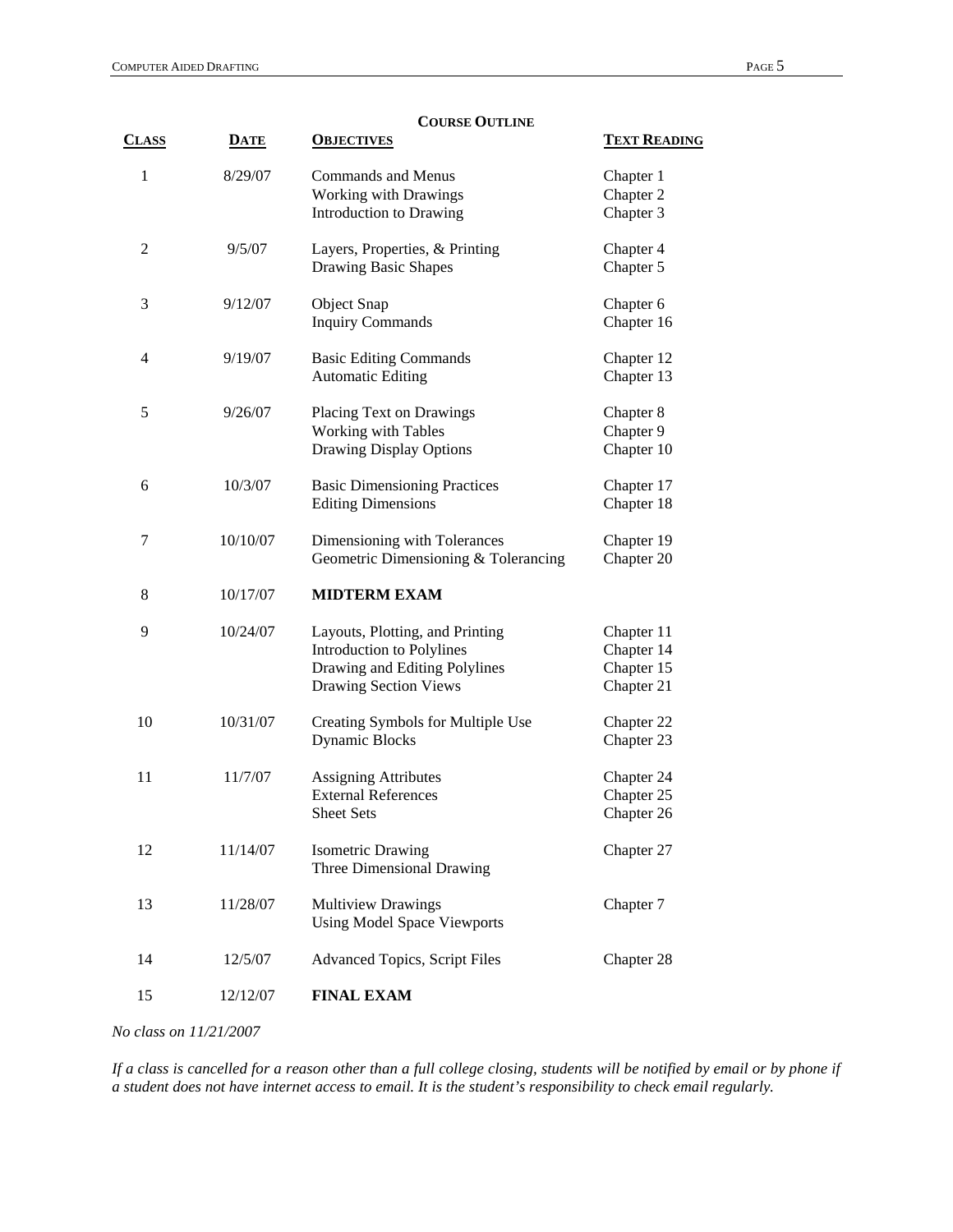## COURSE OUTLINE

| CLASS | DATE | OBJECTIVES | TEXT READING |
|---|---|---|---|
| 1 | 8/29/07 | Commands and Menus<br>Working with Drawings<br>Introduction to Drawing | Chapter 1<br>Chapter 2<br>Chapter 3 |
| 2 | 9/5/07 | Layers, Properties, & Printing<br>Drawing Basic Shapes | Chapter 4<br>Chapter 5 |
| 3 | 9/12/07 | Object Snap<br>Inquiry Commands | Chapter 6<br>Chapter 16 |
| 4 | 9/19/07 | Basic Editing Commands<br>Automatic Editing | Chapter 12<br>Chapter 13 |
| 5 | 9/26/07 | Placing Text on Drawings<br>Working with Tables<br>Drawing Display Options | Chapter 8<br>Chapter 9<br>Chapter 10 |
| 6 | 10/3/07 | Basic Dimensioning Practices<br>Editing Dimensions | Chapter 17<br>Chapter 18 |
| 7 | 10/10/07 | Dimensioning with Tolerances<br>Geometric Dimensioning & Tolerancing | Chapter 19<br>Chapter 20 |
| 8 | 10/17/07 | **MIDTERM EXAM** | |
| 9 | 10/24/07 | Layouts, Plotting, and Printing<br>Introduction to Polylines<br>Drawing and Editing Polylines<br>Drawing Section Views | Chapter 11<br>Chapter 14<br>Chapter 15<br>Chapter 21 |
| 10 | 10/31/07 | Creating Symbols for Multiple Use<br>Dynamic Blocks | Chapter 22<br>Chapter 23 |
| 11 | 11/7/07 | Assigning Attributes<br>External References<br>Sheet Sets | Chapter 24<br>Chapter 25<br>Chapter 26 |
| 12 | 11/14/07 | Isometric Drawing<br>Three Dimensional Drawing | Chapter 27 |
| 13 | 11/28/07 | Multiview Drawings<br>Using Model Space Viewports | Chapter 7 |
| 14 | 12/5/07 | Advanced Topics, Script Files | Chapter 28 |
| 15 | 12/12/07 | **FINAL EXAM** | |

*No class on 11/21/2007*

*If a class is cancelled for a reason other than a full college closing, students will be notified by email or by phone if a student does not have internet access to email. It is the student's responsibility to check email regularly.*